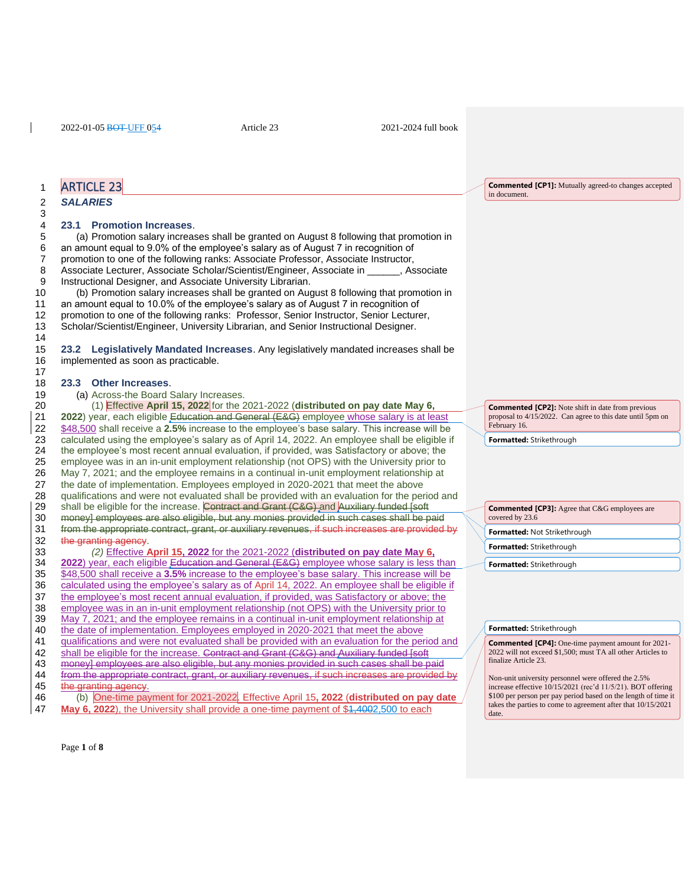# ARTICLE 23

## *SALARIES*

### 23.1 Promotion Increases.

(a) Promotion salary increases shall be granted on August 8 following that promotion in an amount equal to 9.0% of the employee's salary as of August 7 in recognition of promotion to one of the following ranks: Associate Professor, Associate Instructor, Associate Lecturer, Associate Scholar/Scientist/Engineer, Associate in ______, Associate Instructional Designer, and Associate University Librarian.

(b) Promotion salary increases shall be granted on August 8 following that promotion in an amount equal to 10.0% of the employee's salary as of August 7 in recognition of promotion to one of the following ranks: Professor, Senior Instructor, Senior Lecturer, Scholar/Scientist/Engineer, University Librarian, and Senior Instructional Designer.

### 23.2 Legislatively Mandated Increases.

Any legislatively mandated increases shall be implemented as soon as practicable.

### 23.3 Other Increases.

(a) Across-the Board Salary Increases.

(1) Effective **April 15, 2022** for the 2021-2022 (**distributed on pay date May 6, 2022**) year, each eligible ~~Education and General (E&G)~~ employee whose salary is at least $48,500 shall receive a **2.5%** increase to the employee's base salary. This increase will be calculated using the employee's salary as of April 14, 2022. An employee shall be eligible if the employee's most recent annual evaluation, if provided, was Satisfactory or above; the employee was in an in-unit employment relationship (not OPS) with the University prior to May 7, 2021; and the employee remains in a continual in-unit employment relationship at the date of implementation. Employees employed in 2020-2021 that meet the above qualifications and were not evaluated shall be provided with an evaluation for the period and shall be eligible for the increase. ~~Contract and Grant (C&G) and Auxiliary funded [soft money] employees are also eligible, but any monies provided in such cases shall be paid from the appropriate contract, grant, or auxiliary revenues, if such increases are provided by the granting agency.~~

*(2)* Effective **April 15, 2022** for the 2021-2022 (**distributed on pay date May 6, 2022**) year, each eligible ~~Education and General (E&G)~~ employee whose salary is less than $48,500 shall receive a **3.5%** increase to the employee's base salary. This increase will be calculated using the employee's salary as of April 14, 2022. An employee shall be eligible if the employee's most recent annual evaluation, if provided, was Satisfactory or above; the employee was in an in-unit employment relationship (not OPS) with the University prior to May 7, 2021; and the employee remains in a continual in-unit employment relationship at the date of implementation. Employees employed in 2020-2021 that meet the above qualifications and were not evaluated shall be provided with an evaluation for the period and shall be eligible for the increase. ~~Contract and Grant (C&G) and Auxiliary funded [soft money] employees are also eligible, but any monies provided in such cases shall be paid from the appropriate contract, grant, or auxiliary revenues, if such increases are provided by the granting agency.~~

(b) One-time payment for 2021-2022. Effective April 15**, 2022** (**distributed on pay date May 6, 2022**), the University shall provide a one-time payment of $~~1,400~~2,500 to each

**Commented [CP1]:** Mutually agreed-to changes accepted in document.

**Commented [CP2]:** Note shift in date from previous proposal to 4/15/2022. Can agree to this date until 5pm on February 16.

**Commented [CP3]:** Agree that C&G employees are covered by 23.6

**Commented [CP4]:** One-time payment amount for 2021-2022 will not exceed $1,500; must TA all other Articles to finalize Article 23.

Non-unit university personnel were offered the 2.5% increase effective 10/15/2021 (rec'd 11/5/21). BOT offering $100 per person per pay period based on the length of time it takes the parties to come to agreement after that 10/15/2021 date.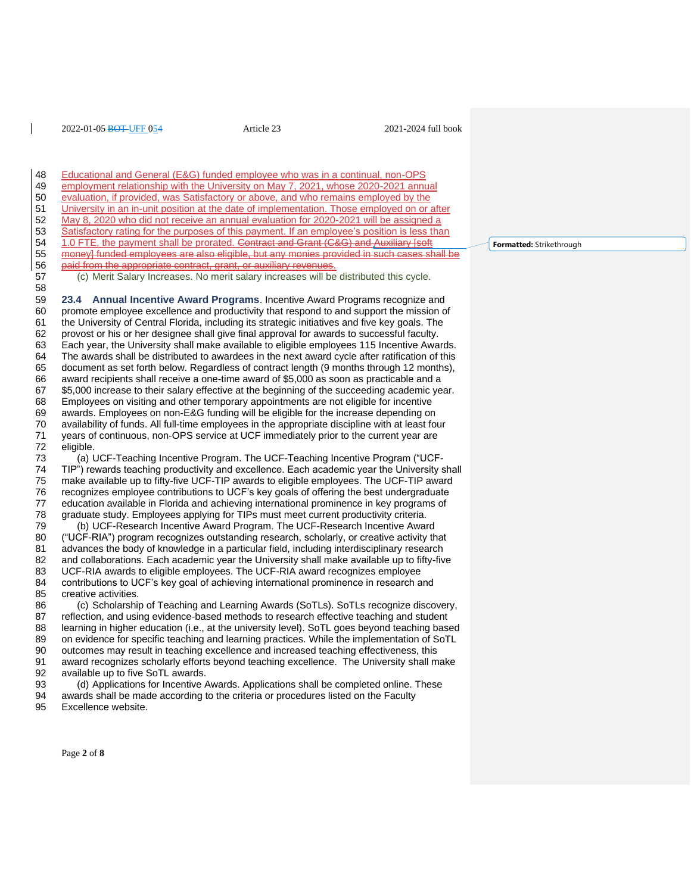Educational and General (E&G) funded employee who was in a continual, non-OPS employment relationship with the University on May 7, 2021, whose 2020-2021 annual evaluation, if provided, was Satisfactory or above, and who remains employed by the University in an in-unit position at the date of implementation. Those employed on or after May 8, 2020 who did not receive an annual evaluation for 2020-2021 will be assigned a Satisfactory rating for the purposes of this payment. If an employee's position is less than 1.0 FTE, the payment shall be prorated. ~~Contract and Grant (C&G) and Auxiliary [soft money] funded employees are also eligible, but any monies provided in such cases shall be paid from the appropriate contract, grant, or auxiliary revenues.~~

(c) Merit Salary Increases. No merit salary increases will be distributed this cycle.

**23.4 Annual Incentive Award Programs**. Incentive Award Programs recognize and promote employee excellence and productivity that respond to and support the mission of the University of Central Florida, including its strategic initiatives and five key goals. The provost or his or her designee shall give final approval for awards to successful faculty. Each year, the University shall make available to eligible employees 115 Incentive Awards. The awards shall be distributed to awardees in the next award cycle after ratification of this document as set forth below. Regardless of contract length (9 months through 12 months), award recipients shall receive a one-time award of $5,000 as soon as practicable and a $5,000 increase to their salary effective at the beginning of the succeeding academic year. Employees on visiting and other temporary appointments are not eligible for incentive awards. Employees on non-E&G funding will be eligible for the increase depending on availability of funds. All full-time employees in the appropriate discipline with at least four years of continuous, non-OPS service at UCF immediately prior to the current year are eligible.

(a) UCF-Teaching Incentive Program. The UCF-Teaching Incentive Program ("UCF-TIP") rewards teaching productivity and excellence. Each academic year the University shall make available up to fifty-five UCF-TIP awards to eligible employees. The UCF-TIP award recognizes employee contributions to UCF's key goals of offering the best undergraduate education available in Florida and achieving international prominence in key programs of graduate study. Employees applying for TIPs must meet current productivity criteria.

(b) UCF-Research Incentive Award Program. The UCF-Research Incentive Award ("UCF-RIA") program recognizes outstanding research, scholarly, or creative activity that advances the body of knowledge in a particular field, including interdisciplinary research and collaborations. Each academic year the University shall make available up to fifty-five UCF-RIA awards to eligible employees. The UCF-RIA award recognizes employee contributions to UCF's key goal of achieving international prominence in research and creative activities.

(c) Scholarship of Teaching and Learning Awards (SoTLs). SoTLs recognize discovery, reflection, and using evidence-based methods to research effective teaching and student learning in higher education (i.e., at the university level). SoTL goes beyond teaching based on evidence for specific teaching and learning practices. While the implementation of SoTL outcomes may result in teaching excellence and increased teaching effectiveness, this award recognizes scholarly efforts beyond teaching excellence. The University shall make available up to five SoTL awards.

(d) Applications for Incentive Awards. Applications shall be completed online. These awards shall be made according to the criteria or procedures listed on the Faculty Excellence website.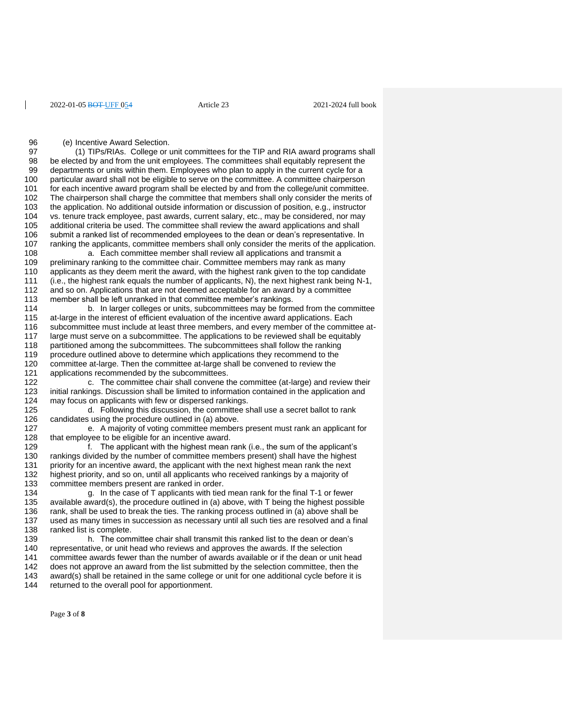(e) Incentive Award Selection.

(1) TIPs/RIAs. College or unit committees for the TIP and RIA award programs shall be elected by and from the unit employees. The committees shall equitably represent the departments or units within them. Employees who plan to apply in the current cycle for a particular award shall not be eligible to serve on the committee. A committee chairperson for each incentive award program shall be elected by and from the college/unit committee. The chairperson shall charge the committee that members shall only consider the merits of the application. No additional outside information or discussion of position, e.g., instructor vs. tenure track employee, past awards, current salary, etc., may be considered, nor may additional criteria be used. The committee shall review the award applications and shall submit a ranked list of recommended employees to the dean or dean's representative. In ranking the applicants, committee members shall only consider the merits of the application.

a. Each committee member shall review all applications and transmit a preliminary ranking to the committee chair. Committee members may rank as many applicants as they deem merit the award, with the highest rank given to the top candidate (i.e., the highest rank equals the number of applicants, N), the next highest rank being N-1, and so on. Applications that are not deemed acceptable for an award by a committee member shall be left unranked in that committee member's rankings.

b. In larger colleges or units, subcommittees may be formed from the committee at-large in the interest of efficient evaluation of the incentive award applications. Each subcommittee must include at least three members, and every member of the committee at-large must serve on a subcommittee. The applications to be reviewed shall be equitably partitioned among the subcommittees. The subcommittees shall follow the ranking procedure outlined above to determine which applications they recommend to the committee at-large. Then the committee at-large shall be convened to review the applications recommended by the subcommittees.

c. The committee chair shall convene the committee (at-large) and review their initial rankings. Discussion shall be limited to information contained in the application and may focus on applicants with few or dispersed rankings.

d. Following this discussion, the committee shall use a secret ballot to rank candidates using the procedure outlined in (a) above.

e. A majority of voting committee members present must rank an applicant for that employee to be eligible for an incentive award.

f. The applicant with the highest mean rank (i.e., the sum of the applicant's rankings divided by the number of committee members present) shall have the highest priority for an incentive award, the applicant with the next highest mean rank the next highest priority, and so on, until all applicants who received rankings by a majority of committee members present are ranked in order.

g. In the case of T applicants with tied mean rank for the final T-1 or fewer available award(s), the procedure outlined in (a) above, with T being the highest possible rank, shall be used to break the ties. The ranking process outlined in (a) above shall be used as many times in succession as necessary until all such ties are resolved and a final ranked list is complete.

h. The committee chair shall transmit this ranked list to the dean or dean's representative, or unit head who reviews and approves the awards. If the selection committee awards fewer than the number of awards available or if the dean or unit head does not approve an award from the list submitted by the selection committee, then the award(s) shall be retained in the same college or unit for one additional cycle before it is returned to the overall pool for apportionment.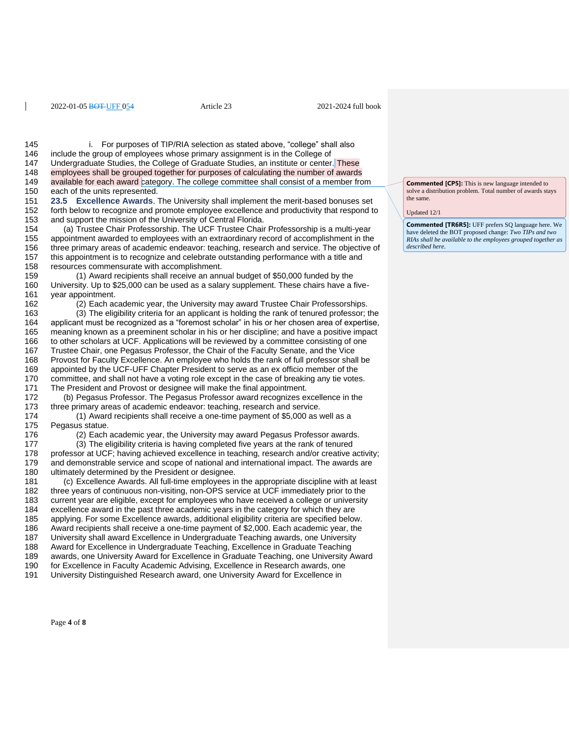i. For purposes of TIP/RIA selection as stated above, "college" shall also include the group of employees whose primary assignment is in the College of Undergraduate Studies, the College of Graduate Studies, an institute or center. These employees shall be grouped together for purposes of calculating the number of awards available for each award category. The college committee shall consist of a member from each of the units represented.

**Commented [CP5]:** This is new language intended to solve a distribution problem. Total number of awards stays the same.

Updated 12/1

**Commented [TR6R5]:** UFF prefers SQ language here. We have deleted the BOT proposed change: *Two TIPs and two RIAs shall be available to the employees grouped together as described here.*

**23.5 Excellence Awards**. The University shall implement the merit-based bonuses set forth below to recognize and promote employee excellence and productivity that respond to and support the mission of the University of Central Florida.

(a) Trustee Chair Professorship. The UCF Trustee Chair Professorship is a multi-year appointment awarded to employees with an extraordinary record of accomplishment in the three primary areas of academic endeavor: teaching, research and service. The objective of this appointment is to recognize and celebrate outstanding performance with a title and resources commensurate with accomplishment.

(1) Award recipients shall receive an annual budget of $50,000 funded by the University. Up to $25,000 can be used as a salary supplement. These chairs have a five-year appointment.

(2) Each academic year, the University may award Trustee Chair Professorships.

(3) The eligibility criteria for an applicant is holding the rank of tenured professor; the applicant must be recognized as a "foremost scholar" in his or her chosen area of expertise, meaning known as a preeminent scholar in his or her discipline; and have a positive impact to other scholars at UCF. Applications will be reviewed by a committee consisting of one Trustee Chair, one Pegasus Professor, the Chair of the Faculty Senate, and the Vice Provost for Faculty Excellence. An employee who holds the rank of full professor shall be appointed by the UCF-UFF Chapter President to serve as an ex officio member of the committee, and shall not have a voting role except in the case of breaking any tie votes. The President and Provost or designee will make the final appointment.

(b) Pegasus Professor. The Pegasus Professor award recognizes excellence in the three primary areas of academic endeavor: teaching, research and service.

(1) Award recipients shall receive a one-time payment of $5,000 as well as a Pegasus statue.

(2) Each academic year, the University may award Pegasus Professor awards.

(3) The eligibility criteria is having completed five years at the rank of tenured professor at UCF; having achieved excellence in teaching, research and/or creative activity; and demonstrable service and scope of national and international impact. The awards are ultimately determined by the President or designee.

(c) Excellence Awards. All full-time employees in the appropriate discipline with at least three years of continuous non-visiting, non-OPS service at UCF immediately prior to the current year are eligible, except for employees who have received a college or university excellence award in the past three academic years in the category for which they are applying. For some Excellence awards, additional eligibility criteria are specified below. Award recipients shall receive a one-time payment of $2,000. Each academic year, the University shall award Excellence in Undergraduate Teaching awards, one University Award for Excellence in Undergraduate Teaching, Excellence in Graduate Teaching awards, one University Award for Excellence in Graduate Teaching, one University Award for Excellence in Faculty Academic Advising, Excellence in Research awards, one University Distinguished Research award, one University Award for Excellence in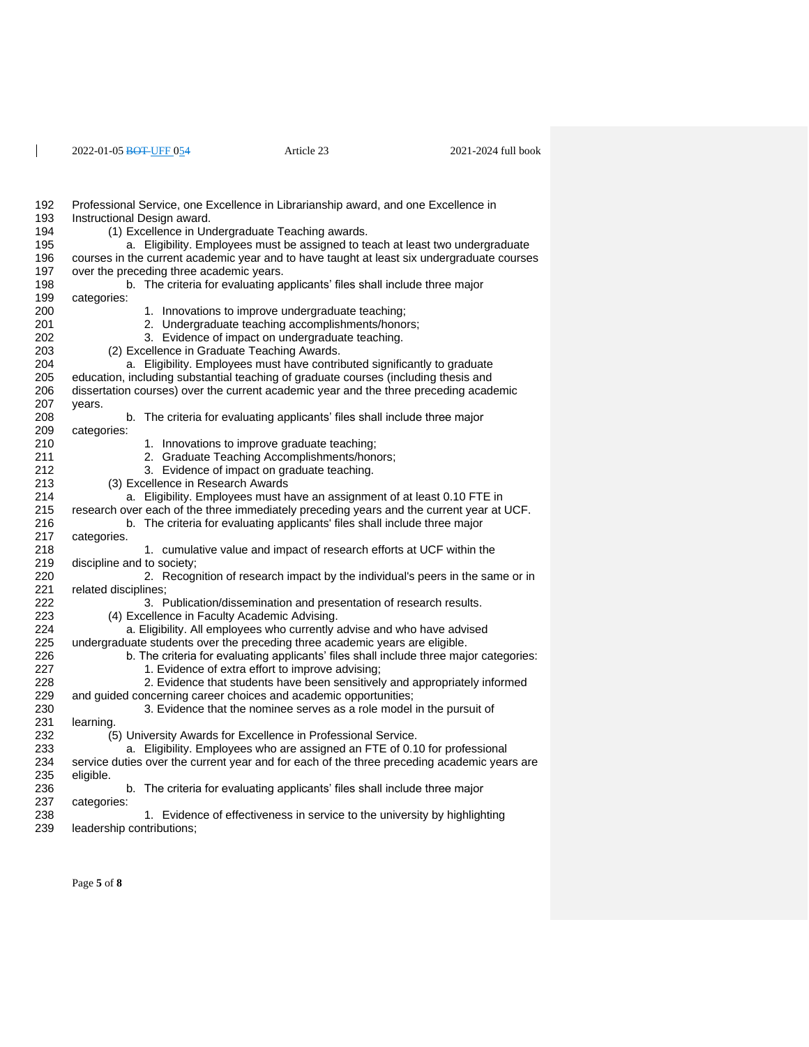Professional Service, one Excellence in Librarianship award, and one Excellence in Instructional Design award.

(1) Excellence in Undergraduate Teaching awards.

a. Eligibility. Employees must be assigned to teach at least two undergraduate courses in the current academic year and to have taught at least six undergraduate courses over the preceding three academic years.

b. The criteria for evaluating applicants' files shall include three major categories:

1. Innovations to improve undergraduate teaching;
2. Undergraduate teaching accomplishments/honors;
3. Evidence of impact on undergraduate teaching.

(2) Excellence in Graduate Teaching Awards.

a. Eligibility. Employees must have contributed significantly to graduate education, including substantial teaching of graduate courses (including thesis and dissertation courses) over the current academic year and the three preceding academic years.

b. The criteria for evaluating applicants' files shall include three major categories:

1. Innovations to improve graduate teaching;
2. Graduate Teaching Accomplishments/honors;
3. Evidence of impact on graduate teaching.

(3) Excellence in Research Awards

a. Eligibility. Employees must have an assignment of at least 0.10 FTE in research over each of the three immediately preceding years and the current year at UCF.

b. The criteria for evaluating applicants' files shall include three major categories.

1. cumulative value and impact of research efforts at UCF within the discipline and to society;
2. Recognition of research impact by the individual's peers in the same or in related disciplines;
3. Publication/dissemination and presentation of research results.

(4) Excellence in Faculty Academic Advising.

a. Eligibility. All employees who currently advise and who have advised undergraduate students over the preceding three academic years are eligible.

b. The criteria for evaluating applicants' files shall include three major categories:

1. Evidence of extra effort to improve advising;
2. Evidence that students have been sensitively and appropriately informed and guided concerning career choices and academic opportunities;
3. Evidence that the nominee serves as a role model in the pursuit of learning.

(5) University Awards for Excellence in Professional Service.

a. Eligibility. Employees who are assigned an FTE of 0.10 for professional service duties over the current year and for each of the three preceding academic years are eligible.

b. The criteria for evaluating applicants' files shall include three major categories:

1. Evidence of effectiveness in service to the university by highlighting leadership contributions;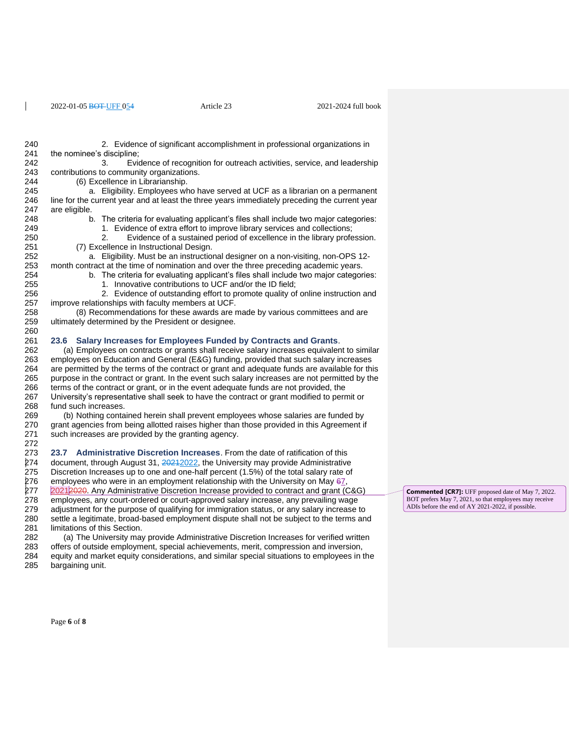2. Evidence of significant accomplishment in professional organizations in the nominee's discipline;

3. Evidence of recognition for outreach activities, service, and leadership contributions to community organizations.

(6) Excellence in Librarianship.

a. Eligibility. Employees who have served at UCF as a librarian on a permanent line for the current year and at least the three years immediately preceding the current year are eligible.

b. The criteria for evaluating applicant's files shall include two major categories:

1. Evidence of extra effort to improve library services and collections;

2. Evidence of a sustained period of excellence in the library profession.

(7) Excellence in Instructional Design.

a. Eligibility. Must be an instructional designer on a non-visiting, non-OPS 12-month contract at the time of nomination and over the three preceding academic years.

b. The criteria for evaluating applicant's files shall include two major categories:

1. Innovative contributions to UCF and/or the ID field;

2. Evidence of outstanding effort to promote quality of online instruction and improve relationships with faculty members at UCF.

(8) Recommendations for these awards are made by various committees and are ultimately determined by the President or designee.

## 23.6 Salary Increases for Employees Funded by Contracts and Grants.

(a) Employees on contracts or grants shall receive salary increases equivalent to similar employees on Education and General (E&G) funding, provided that such salary increases are permitted by the terms of the contract or grant and adequate funds are available for this purpose in the contract or grant. In the event such salary increases are not permitted by the terms of the contract or grant, or in the event adequate funds are not provided, the University's representative shall seek to have the contract or grant modified to permit or fund such increases.

(b) Nothing contained herein shall prevent employees whose salaries are funded by grant agencies from being allotted raises higher than those provided in this Agreement if such increases are provided by the granting agency.

## 23.7 Administrative Discretion Increases.

From the date of ratification of this document, through August 31, ~~2021~~2022, the University may provide Administrative Discretion Increases up to one and one-half percent (1.5%) of the total salary rate of employees who were in an employment relationship with the University on May ~~6~~7, 2021~~2020~~. Any Administrative Discretion Increase provided to contract and grant (C&G) employees, any court-ordered or court-approved salary increase, any prevailing wage adjustment for the purpose of qualifying for immigration status, or any salary increase to settle a legitimate, broad-based employment dispute shall not be subject to the terms and limitations of this Section.

(a) The University may provide Administrative Discretion Increases for verified written offers of outside employment, special achievements, merit, compression and inversion, equity and market equity considerations, and similar special situations to employees in the bargaining unit.

**Commented [CR7]:** UFF proposed date of May 7, 2022. BOT prefers May 7, 2021, so that employees may receive ADIs before the end of AY 2021-2022, if possible.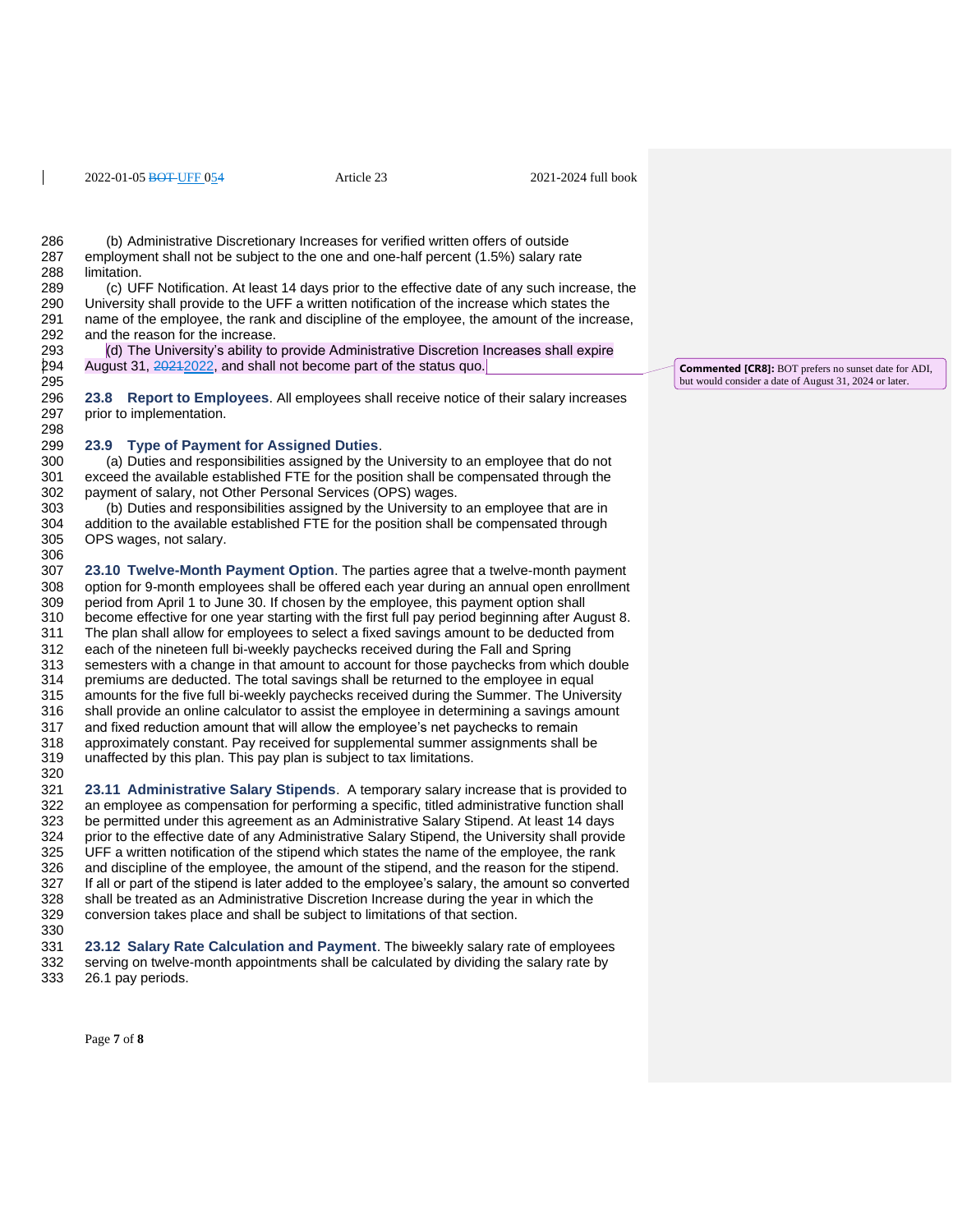(b) Administrative Discretionary Increases for verified written offers of outside employment shall not be subject to the one and one-half percent (1.5%) salary rate limitation.

(c) UFF Notification. At least 14 days prior to the effective date of any such increase, the University shall provide to the UFF a written notification of the increase which states the name of the employee, the rank and discipline of the employee, the amount of the increase, and the reason for the increase.

(d) The University's ability to provide Administrative Discretion Increases shall expire August 31, ~~2021~~2022, and shall not become part of the status quo.

> **Commented [CR8]:** BOT prefers no sunset date for ADI, but would consider a date of August 31, 2024 or later.

### 23.8 Report to Employees

All employees shall receive notice of their salary increases prior to implementation.

### 23.9 Type of Payment for Assigned Duties

(a) Duties and responsibilities assigned by the University to an employee that do not exceed the available established FTE for the position shall be compensated through the payment of salary, not Other Personal Services (OPS) wages.

(b) Duties and responsibilities assigned by the University to an employee that are in addition to the available established FTE for the position shall be compensated through OPS wages, not salary.

### 23.10 Twelve-Month Payment Option

The parties agree that a twelve-month payment option for 9-month employees shall be offered each year during an annual open enrollment period from April 1 to June 30. If chosen by the employee, this payment option shall become effective for one year starting with the first full pay period beginning after August 8. The plan shall allow for employees to select a fixed savings amount to be deducted from each of the nineteen full bi-weekly paychecks received during the Fall and Spring semesters with a change in that amount to account for those paychecks from which double premiums are deducted. The total savings shall be returned to the employee in equal amounts for the five full bi-weekly paychecks received during the Summer. The University shall provide an online calculator to assist the employee in determining a savings amount and fixed reduction amount that will allow the employee's net paychecks to remain approximately constant. Pay received for supplemental summer assignments shall be unaffected by this plan. This pay plan is subject to tax limitations.

### 23.11 Administrative Salary Stipends

A temporary salary increase that is provided to an employee as compensation for performing a specific, titled administrative function shall be permitted under this agreement as an Administrative Salary Stipend. At least 14 days prior to the effective date of any Administrative Salary Stipend, the University shall provide UFF a written notification of the stipend which states the name of the employee, the rank and discipline of the employee, the amount of the stipend, and the reason for the stipend. If all or part of the stipend is later added to the employee's salary, the amount so converted shall be treated as an Administrative Discretion Increase during the year in which the conversion takes place and shall be subject to limitations of that section.

### 23.12 Salary Rate Calculation and Payment

The biweekly salary rate of employees serving on twelve-month appointments shall be calculated by dividing the salary rate by 26.1 pay periods.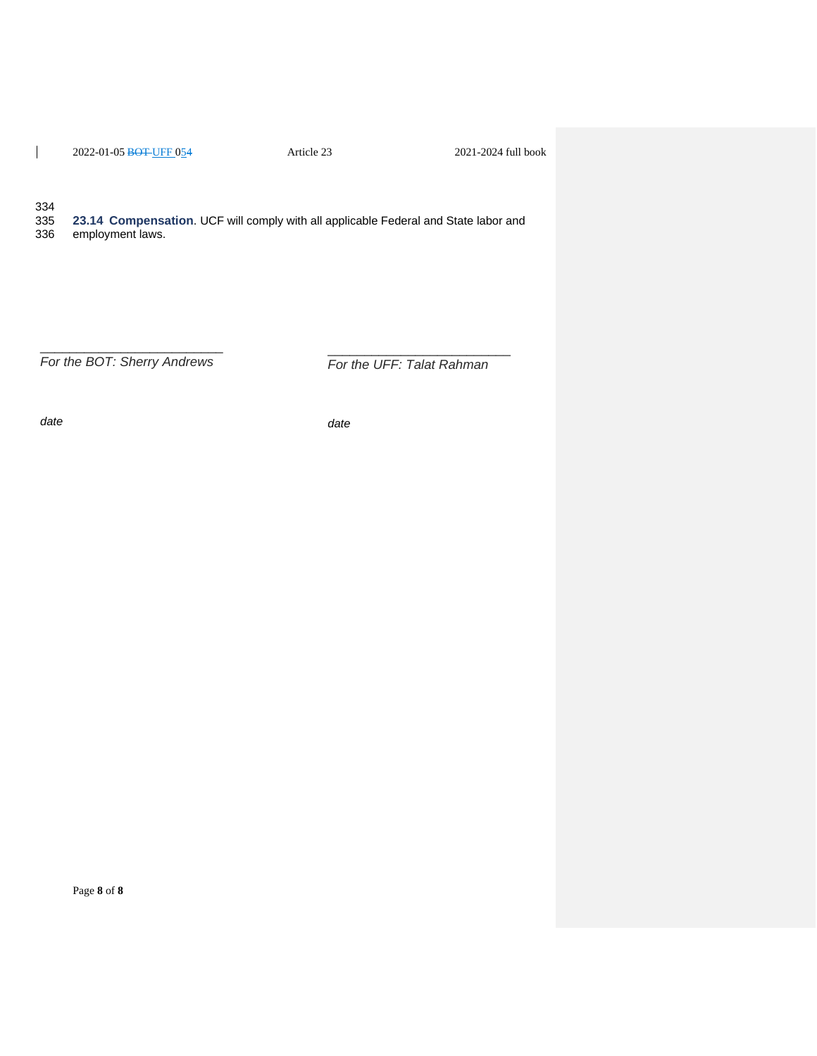**23.14 Compensation**. UCF will comply with all applicable Federal and State labor and employment laws.

\_\_\_\_\_\_\_\_\_\_\_\_\_\_\_\_\_\_\_\_\_\_\_\_\_\_
*For the BOT: Sherry Andrews*

*date*

\_\_\_\_\_\_\_\_\_\_\_\_\_\_\_\_\_\_\_\_\_\_\_\_\_\_
*For the UFF: Talat Rahman*

*date*